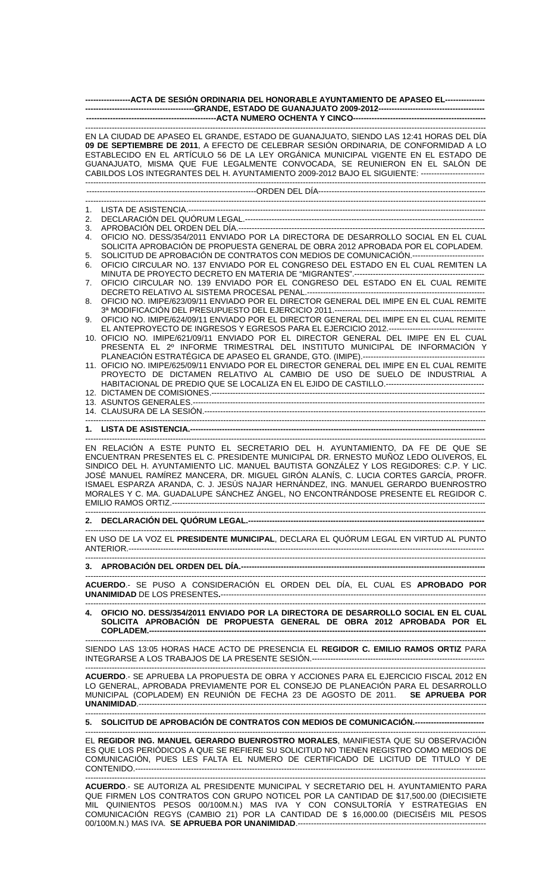**ACTA DE SESIÓN ORDINARIA DEL HONORABLE AYUNTAMIENTO DE APASEO EL GRANDE, ESTADO DE GUANAJUATO 2009-2012**

**ACTA NUMERO OCHENTA Y CINCO**

EN LA CIUDAD DE APASEO EL GRANDE, ESTADO DE GUANAJUATO, SIENDO LAS 12:41 HORAS DEL DÍA **09 DE SEPTIEMBRE DE 2011**, A EFECTO DE CELEBRAR SESIÓN ORDINARIA, DE CONFORMIDAD A LO ESTABLECIDO EN EL ARTÍCULO 56 DE LA LEY ORGÁNICA MUNICIPAL VIGENTE EN EL ESTADO DE GUANAJUATO, MISMA QUE FUE LEGALMENTE CONVOCADA, SE REUNIERON EN EL SALÓN DE CABILDOS LOS INTEGRANTES DEL H. AYUNTAMIENTO 2009-2012 BAJO EL SIGUIENTE:

ORDEN DEL DÍA

1. LISTA DE ASISTENCIA.
2. DECLARACIÓN DEL QUÓRUM LEGAL.
3. APROBACIÓN DEL ORDEN DEL DÍA.
4. OFICIO NO. DESS/354/2011 ENVIADO POR LA DIRECTORA DE DESARROLLO SOCIAL EN EL CUAL SOLICITA APROBACIÓN DE PROPUESTA GENERAL DE OBRA 2012 APROBADA POR EL COPLADEM.
5. SOLICITUD DE APROBACIÓN DE CONTRATOS CON MEDIOS DE COMUNICACIÓN.
6. OFICIO CIRCULAR NO. 137 ENVIADO POR EL CONGRESO DEL ESTADO EN EL CUAL REMITEN LA MINUTA DE PROYECTO DECRETO EN MATERIA DE "MIGRANTES".
7. OFICIO CIRCULAR NO. 139 ENVIADO POR EL CONGRESO DEL ESTADO EN EL CUAL REMITE DECRETO RELATIVO AL SISTEMA PROCESAL PENAL.
8. OFICIO NO. IMIPE/623/09/11 ENVIADO POR EL DIRECTOR GENERAL DEL IMIPE EN EL CUAL REMITE 3ª MODIFICACIÓN DEL PRESUPUESTO DEL EJERCICIO 2011.
9. OFICIO NO. IMIPE/624/09/11 ENVIADO POR EL DIRECTOR GENERAL DEL IMIPE EN EL CUAL REMITE EL ANTEPROYECTO DE INGRESOS Y EGRESOS PARA EL EJERCICIO 2012.
10. OFICIO NO. IMIPE/621/09/11 ENVIADO POR EL DIRECTOR GENERAL DEL IMIPE EN EL CUAL PRESENTA EL 2º INFORME TRIMESTRAL DEL INSTITUTO MUNICIPAL DE INFORMACIÓN Y PLANEACIÓN ESTRATÉGICA DE APASEO EL GRANDE, GTO. (IMIPE).
11. OFICIO NO. IMIPE/625/09/11 ENVIADO POR EL DIRECTOR GENERAL DEL IMIPE EN EL CUAL REMITE PROYECTO DE DICTAMEN RELATIVO AL CAMBIO DE USO DE SUELO DE INDUSTRIAL A HABITACIONAL DE PREDIO QUE SE LOCALIZA EN EL EJIDO DE CASTILLO.
12. DICTAMEN DE COMISIONES.
13. ASUNTOS GENERALES.
14. CLAUSURA DE LA SESIÓN.

**1. LISTA DE ASISTENCIA.**

EN RELACIÓN A ESTE PUNTO EL SECRETARIO DEL H. AYUNTAMIENTO, DA FE DE QUE SE ENCUENTRAN PRESENTES EL C. PRESIDENTE MUNICIPAL DR. ERNESTO MUÑOZ LEDO OLIVEROS, EL SINDICO DEL H. AYUNTAMIENTO LIC. MANUEL BAUTISTA GONZÁLEZ Y LOS REGIDORES: C.P. Y LIC. JOSÉ MANUEL RAMÍREZ MANCERA, DR. MIGUEL GIRÓN ALANÍS, C. LUCIA CORTES GARCÍA, PROFR. ISMAEL ESPARZA ARANDA, C. J. JESÚS NAJAR HERNÁNDEZ, ING. MANUEL GERARDO BUENROSTRO MORALES Y C. MA. GUADALUPE SÁNCHEZ ÁNGEL, NO ENCONTRÁNDOSE PRESENTE EL REGIDOR C. EMILIO RAMOS ORTIZ.

**2. DECLARACIÓN DEL QUÓRUM LEGAL.**

EN USO DE LA VOZ EL **PRESIDENTE MUNICIPAL**, DECLARA EL QUÓRUM LEGAL EN VIRTUD AL PUNTO ANTERIOR.

**3. APROBACIÓN DEL ORDEN DEL DÍA.**

**ACUERDO**.- SE PUSO A CONSIDERACIÓN EL ORDEN DEL DÍA, EL CUAL ES **APROBADO POR UNANIMIDAD** DE LOS PRESENTES.

**4. OFICIO NO. DESS/354/2011 ENVIADO POR LA DIRECTORA DE DESARROLLO SOCIAL EN EL CUAL SOLICITA APROBACIÓN DE PROPUESTA GENERAL DE OBRA 2012 APROBADA POR EL COPLADEM.**

SIENDO LAS 13:05 HORAS HACE ACTO DE PRESENCIA EL **REGIDOR C. EMILIO RAMOS ORTIZ** PARA INTEGRARSE A LOS TRABAJOS DE LA PRESENTE SESIÓN.

**ACUERDO**.- SE APRUEBA LA PROPUESTA DE OBRA Y ACCIONES PARA EL EJERCICIO FISCAL 2012 EN LO GENERAL, APROBADA PREVIAMENTE POR EL CONSEJO DE PLANEACIÓN PARA EL DESARROLLO MUNICIPAL (COPLADEM) EN REUNIÓN DE FECHA 23 DE AGOSTO DE 2011. **SE APRUEBA POR UNANIMIDAD**.

**5. SOLICITUD DE APROBACIÓN DE CONTRATOS CON MEDIOS DE COMUNICACIÓN.**

EL **REGIDOR ING. MANUEL GERARDO BUENROSTRO MORALES**, MANIFIESTA QUE SU OBSERVACIÓN ES QUE LOS PERIÓDICOS A QUE SE REFIERE SU SOLICITUD NO TIENEN REGISTRO COMO MEDIOS DE COMUNICACIÓN, PUES LES FALTA EL NUMERO DE CERTIFICADO DE LICITUD DE TITULO Y DE CONTENIDO.

**ACUERDO**.- SE AUTORIZA AL PRESIDENTE MUNICIPAL Y SECRETARIO DEL H. AYUNTAMIENTO PARA QUE FIRMEN LOS CONTRATOS CON GRUPO NOTICEL POR LA CANTIDAD DE $17,500.00 (DIECISIETE MIL QUINIENTOS PESOS 00/100M.N.) MAS IVA Y CON CONSULTORÍA Y ESTRATEGIAS EN COMUNICACIÓN REGYS (CAMBIO 21) POR LA CANTIDAD DE $ 16,000.00 (DIECISÉIS MIL PESOS 00/100M.N.) MAS IVA. **SE APRUEBA POR UNANIMIDAD**.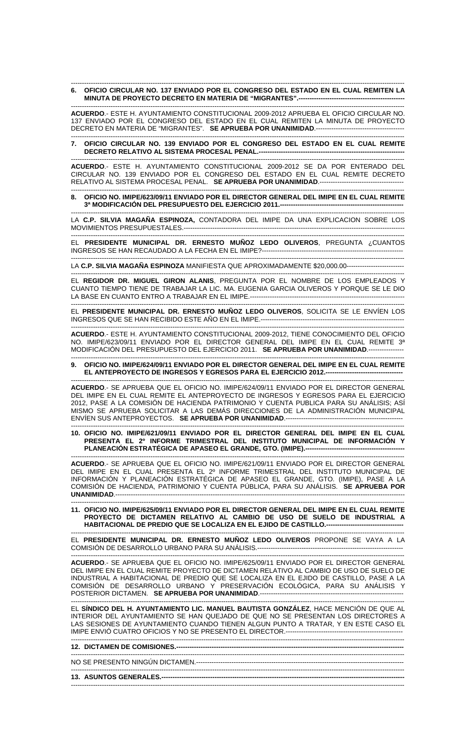**6. OFICIO CIRCULAR NO. 137 ENVIADO POR EL CONGRESO DEL ESTADO EN EL CUAL REMITEN LA MINUTA DE PROYECTO DECRETO EN MATERIA DE "MIGRANTES".**

**ACUERDO**.- ESTE H. AYUNTAMIENTO CONSTITUCIONAL 2009-2012 APRUEBA EL OFICIO CIRCULAR NO. 137 ENVIADO POR EL CONGRESO DEL ESTADO EN EL CUAL REMITEN LA MINUTA DE PROYECTO DECRETO EN MATERIA DE "MIGRANTES". **SE APRUEBA POR UNANIMIDAD**.

**7. OFICIO CIRCULAR NO. 139 ENVIADO POR EL CONGRESO DEL ESTADO EN EL CUAL REMITE DECRETO RELATIVO AL SISTEMA PROCESAL PENAL.**

**ACUERDO**.- ESTE H. AYUNTAMIENTO CONSTITUCIONAL 2009-2012 SE DA POR ENTERADO DEL CIRCULAR NO. 139 ENVIADO POR EL CONGRESO DEL ESTADO EN EL CUAL REMITE DECRETO RELATIVO AL SISTEMA PROCESAL PENAL. **SE APRUEBA POR UNANIMIDAD**.

**8. OFICIO NO. IMIPE/623/09/11 ENVIADO POR EL DIRECTOR GENERAL DEL IMIPE EN EL CUAL REMITE 3ª MODIFICACIÓN DEL PRESUPUESTO DEL EJERCICIO 2011.**

LA **C.P. SILVIA MAGAÑA ESPINOZA,** CONTADORA DEL IMIPE DA UNA EXPLICACION SOBRE LOS MOVIMIENTOS PRESUPUESTALES.

EL **PRESIDENTE MUNICIPAL DR. ERNESTO MUÑOZ LEDO OLIVEROS**, PREGUNTA ¿CUANTOS INGRESOS SE HAN RECAUDADO A LA FECHA EN EL IMIPE?

LA **C.P. SILVIA MAGAÑA ESPINOZA** MANIFIESTA QUE APROXIMADAMENTE $20,000.00

EL **REGIDOR DR. MIGUEL GIRON ALANIS**, PREGUNTA POR EL NOMBRE DE LOS EMPLEADOS Y CUANTO TIEMPO TIENE DE TRABAJAR LA LIC. MA. EUGENIA GARCIA OLIVEROS Y PORQUE SE LE DIO LA BASE EN CUANTO ENTRO A TRABAJAR EN EL IMIPE.

EL **PRESIDENTE MUNICIPAL DR. ERNESTO MUÑOZ LEDO OLIVEROS**, SOLICITA SE LE ENVÍEN LOS INGRESOS QUE SE HAN RECIBIDO ESTE AÑO EN EL IMIPE.

**ACUERDO**.- ESTE H. AYUNTAMIENTO CONSTITUCIONAL 2009-2012, TIENE CONOCIMIENTO DEL OFICIO NO. IMIPE/623/09/11 ENVIADO POR EL DIRECTOR GENERAL DEL IMIPE EN EL CUAL REMITE 3ª MODIFICACIÓN DEL PRESUPUESTO DEL EJERCICIO 2011. **SE APRUEBA POR UNANIMIDAD**.

**9. OFICIO NO. IMIPE/624/09/11 ENVIADO POR EL DIRECTOR GENERAL DEL IMIPE EN EL CUAL REMITE EL ANTEPROYECTO DE INGRESOS Y EGRESOS PARA EL EJERCICIO 2012.**

**ACUERDO**.- SE APRUEBA QUE EL OFICIO NO. IMIPE/624/09/11 ENVIADO POR EL DIRECTOR GENERAL DEL IMIPE EN EL CUAL REMITE EL ANTEPROYECTO DE INGRESOS Y EGRESOS PARA EL EJERCICIO 2012, PASE A LA COMISIÓN DE HACIENDA PATRIMONIO Y CUENTA PUBLICA PARA SU ANÁLISIS; ASÍ MISMO SE APRUEBA SOLICITAR A LAS DEMÁS DIRECCIONES DE LA ADMINISTRACIÓN MUNICIPAL ENVÍEN SUS ANTEPROYECTOS. **SE APRUEBA POR UNANIMIDAD**.

**10. OFICIO NO. IMIPE/621/09/11 ENVIADO POR EL DIRECTOR GENERAL DEL IMIPE EN EL CUAL PRESENTA EL 2º INFORME TRIMESTRAL DEL INSTITUTO MUNICIPAL DE INFORMACIÓN Y PLANEACIÓN ESTRATÉGICA DE APASEO EL GRANDE, GTO. (IMIPE).**

**ACUERDO**.- SE APRUEBA QUE EL OFICIO NO. IMIPE/621/09/11 ENVIADO POR EL DIRECTOR GENERAL DEL IMIPE EN EL CUAL PRESENTA EL 2º INFORME TRIMESTRAL DEL INSTITUTO MUNICIPAL DE INFORMACIÓN Y PLANEACIÓN ESTRATÉGICA DE APASEO EL GRANDE, GTO. (IMIPE), PASE A LA COMISIÓN DE HACIENDA, PATRIMONIO Y CUENTA PÚBLICA, PARA SU ANÁLISIS. **SE APRUEBA POR UNANIMIDAD**.

**11. OFICIO NO. IMIPE/625/09/11 ENVIADO POR EL DIRECTOR GENERAL DEL IMIPE EN EL CUAL REMITE PROYECTO DE DICTAMEN RELATIVO AL CAMBIO DE USO DE SUELO DE INDUSTRIAL A HABITACIONAL DE PREDIO QUE SE LOCALIZA EN EL EJIDO DE CASTILLO.**

EL **PRESIDENTE MUNICIPAL DR. ERNESTO MUÑOZ LEDO OLIVEROS** PROPONE SE VAYA A LA COMISIÓN DE DESARROLLO URBANO PARA SU ANÁLISIS.

**ACUERDO**.- SE APRUEBA QUE EL OFICIO NO. IMIPE/625/09/11 ENVIADO POR EL DIRECTOR GENERAL DEL IMIPE EN EL CUAL REMITE PROYECTO DE DICTAMEN RELATIVO AL CAMBIO DE USO DE SUELO DE INDUSTRIAL A HABITACIONAL DE PREDIO QUE SE LOCALIZA EN EL EJIDO DE CASTILLO, PASE A LA COMISIÓN DE DESARROLLO URBANO Y PRESERVACIÓN ECOLÓGICA, PARA SU ANÁLISIS Y POSTERIOR DICTAMEN. **SE APRUEBA POR UNANIMIDAD**.

EL **SÍNDICO DEL H. AYUNTAMIENTO LIC. MANUEL BAUTISTA GONZÁLEZ**, HACE MENCIÓN DE QUE AL INTERIOR DEL AYUNTAMIENTO SE HAN QUEJADO DE QUE NO SE PRESENTAN LOS DIRECTORES A LAS SESIONES DE AYUNTAMIENTO CUANDO TIENEN ALGUN PUNTO A TRATAR, Y EN ESTE CASO EL IMIPE ENVIÓ CUATRO OFICIOS Y NO SE PRESENTO EL DIRECTOR.

**12. DICTAMEN DE COMISIONES.**

NO SE PRESENTO NINGÚN DICTAMEN.

**13. ASUNTOS GENERALES.**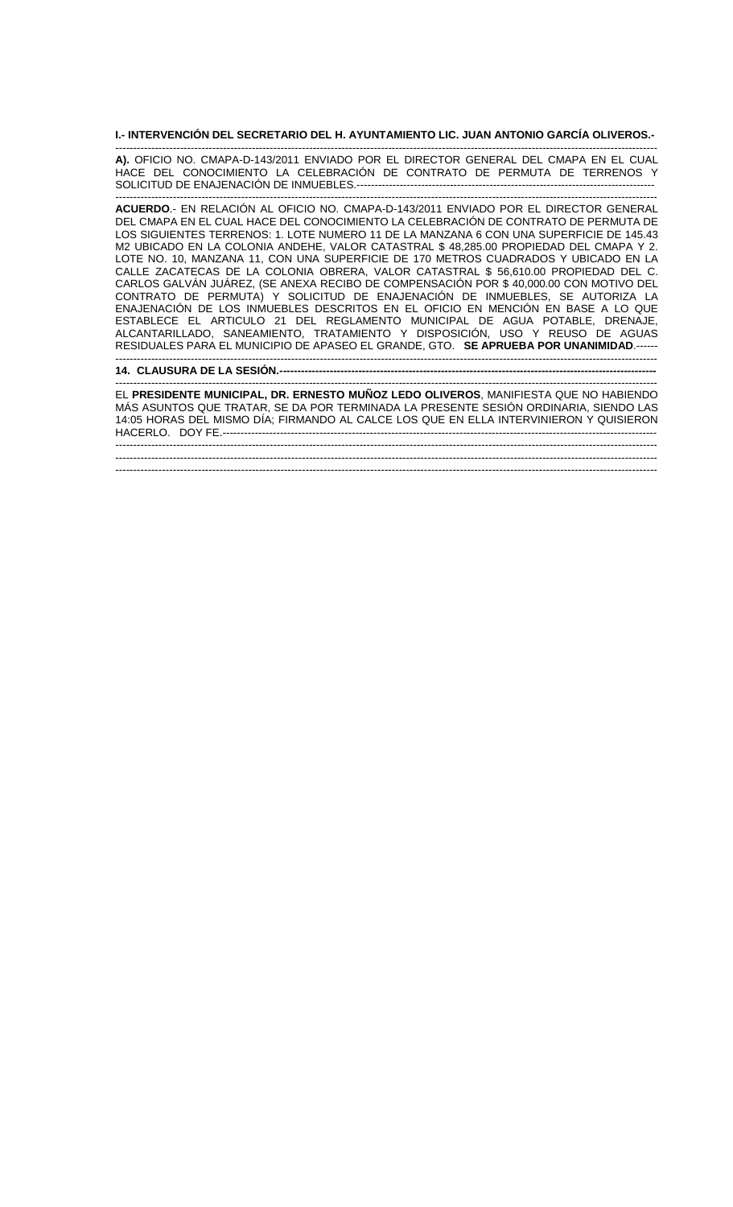**I.- INTERVENCIÓN DEL SECRETARIO DEL H. AYUNTAMIENTO LIC. JUAN ANTONIO GARCÍA OLIVEROS.-**

---

**A).** OFICIO NO. CMAPA-D-143/2011 ENVIADO POR EL DIRECTOR GENERAL DEL CMAPA EN EL CUAL HACE DEL CONOCIMIENTO LA CELEBRACIÓN DE CONTRATO DE PERMUTA DE TERRENOS Y SOLICITUD DE ENAJENACIÓN DE INMUEBLES.---------------------------------------------------------------------------------

---

**ACUERDO**.- EN RELACIÓN AL OFICIO NO. CMAPA-D-143/2011 ENVIADO POR EL DIRECTOR GENERAL DEL CMAPA EN EL CUAL HACE DEL CONOCIMIENTO LA CELEBRACIÓN DE CONTRATO DE PERMUTA DE LOS SIGUIENTES TERRENOS: 1. LOTE NUMERO 11 DE LA MANZANA 6 CON UNA SUPERFICIE DE 145.43 M2 UBICADO EN LA COLONIA ANDEHE, VALOR CATASTRAL $ 48,285.00 PROPIEDAD DEL CMAPA Y 2. LOTE NO. 10, MANZANA 11, CON UNA SUPERFICIE DE 170 METROS CUADRADOS Y UBICADO EN LA CALLE ZACATECAS DE LA COLONIA OBRERA, VALOR CATASTRAL $ 56,610.00 PROPIEDAD DEL C. CARLOS GALVÁN JUÁREZ, (SE ANEXA RECIBO DE COMPENSACIÓN POR $ 40,000.00 CON MOTIVO DEL CONTRATO DE PERMUTA) Y SOLICITUD DE ENAJENACIÓN DE INMUEBLES, SE AUTORIZA LA ENAJENACIÓN DE LOS INMUEBLES DESCRITOS EN EL OFICIO EN MENCIÓN EN BASE A LO QUE ESTABLECE EL ARTICULO 21 DEL REGLAMENTO MUNICIPAL DE AGUA POTABLE, DRENAJE, ALCANTARILLADO, SANEAMIENTO, TRATAMIENTO Y DISPOSICIÓN, USO Y REUSO DE AGUAS RESIDUALES PARA EL MUNICIPIO DE APASEO EL GRANDE, GTO. **SE APRUEBA POR UNANIMIDAD**.------

---

**14. CLAUSURA DE LA SESIÓN.--------------------------------------------------------------------------------------------------**

---

EL **PRESIDENTE MUNICIPAL, DR. ERNESTO MUÑOZ LEDO OLIVEROS**, MANIFIESTA QUE NO HABIENDO MÁS ASUNTOS QUE TRATAR, SE DA POR TERMINADA LA PRESENTE SESIÓN ORDINARIA, SIENDO LAS 14:05 HORAS DEL MISMO DÍA; FIRMANDO AL CALCE LOS QUE EN ELLA INTERVINIERON Y QUISIERON HACERLO. DOY FE.---------------------------------------------------------------------------------------------------------------

---

---

---